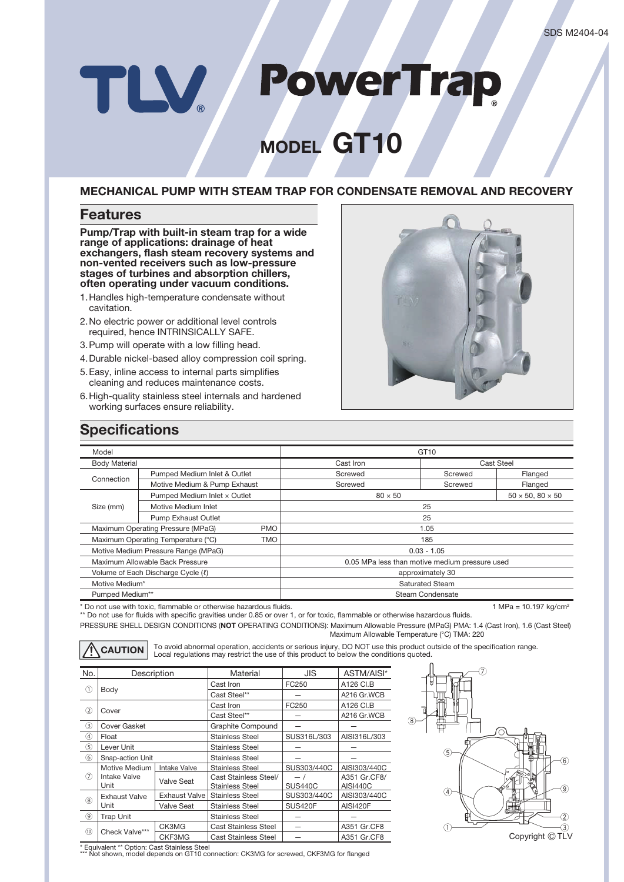SDS M2404-04

# TLV PowerTrap®

## MODEL GT10

### MECHANICAL PUMP WITH STEAM TRAP FOR CONDENSATE REMOVAL AND RECOVERY

## Features

**Pump/Trap with built-in steam trap for a wide range of applications: drainage of heat exchangers, flash steam recovery systems and non-vented receivers such as low-pressure stages of turbines and absorption chillers, often operating under vacuum conditions.**

1. Handles high-temperature condensate without cavitation.
2. No electric power or additional level controls required, hence INTRINSICALLY SAFE.
3. Pump will operate with a low filling head.
4. Durable nickel-based alloy compression coil spring.
5. Easy, inline access to internal parts simplifies cleaning and reduces maintenance costs.
6. High-quality stainless steel internals and hardened working surfaces ensure reliability.

## Specifications

| Model | | | GT10 | | |
|---|---|---|---|---|---|
| Body Material | | | Cast Iron | Cast Steel | |
| Connection | Pumped Medium Inlet & Outlet | | Screwed | Screwed | Flanged |
| | Motive Medium & Pump Exhaust | | Screwed | Screwed | Flanged |
| Size (mm) | Pumped Medium Inlet × Outlet | | 80 × 50 | | 50 × 50, 80 × 50 |
| | Motive Medium Inlet | | 25 | | |
| | Pump Exhaust Outlet | | 25 | | |
| Maximum Operating Pressure (MPaG) | | PMO | 1.05 | | |
| Maximum Operating Temperature (°C) | | TMO | 185 | | |
| Motive Medium Pressure Range (MPaG) | | | 0.03 - 1.05 | | |
| Maximum Allowable Back Pressure | | | 0.05 MPa less than motive medium pressure used | | |
| Volume of Each Discharge Cycle (ℓ) | | | approximately 30 | | |
| Motive Medium* | | | Saturated Steam | | |
| Pumped Medium** | | | Steam Condensate | | |

\* Do not use with toxic, flammable or otherwise hazardous fluids.

\*\* Do not use for fluids with specific gravities under 0.85 or over 1, or for toxic, flammable or otherwise hazardous fluids.

1 MPa = 10.197 kg/cm²

PRESSURE SHELL DESIGN CONDITIONS (**NOT** OPERATING CONDITIONS): Maximum Allowable Pressure (MPaG) PMA: 1.4 (Cast Iron), 1.6 (Cast Steel)
Maximum Allowable Temperature (°C) TMA: 220

**⚠ CAUTION** To avoid abnormal operation, accidents or serious injury, DO NOT use this product outside of the specification range. Local regulations may restrict the use of this product to below the conditions quoted.

| No. | Description | | Material | JIS | ASTM/AISI* |
|---|---|---|---|---|---|
| ① | Body | | Cast Iron | FC250 | A126 Cl.B |
| | | | Cast Steel** | — | A216 Gr.WCB |
| ② | Cover | | Cast Iron | FC250 | A126 Cl.B |
| | | | Cast Steel** | — | A216 Gr.WCB |
| ③ | Cover Gasket | | Graphite Compound | — | — |
| ④ | Float | | Stainless Steel | SUS316L/303 | AISI316L/303 |
| ⑤ | Lever Unit | | Stainless Steel | — | — |
| ⑥ | Snap-action Unit | | Stainless Steel | — | — |
| ⑦ | Motive Medium Intake Valve Unit | Intake Valve | Stainless Steel | SUS303/440C | AISI303/440C |
| | | Valve Seat | Cast Stainless Steel/ Stainless Steel | — / SUS440C | A351 Gr.CF8/ AISI440C |
| ⑧ | Exhaust Valve Unit | Exhaust Valve | Stainless Steel | SUS303/440C | AISI303/440C |
| | | Valve Seat | Stainless Steel | SUS420F | AISI420F |
| ⑨ | Trap Unit | | Stainless Steel | — | — |
| ⑩ | Check Valve*** | CK3MG | Cast Stainless Steel | — | A351 Gr.CF8 |
| | | CKF3MG | Cast Stainless Steel | — | A351 Gr.CF8 |

\* Equivalent \*\* Option: Cast Stainless Steel
\*\*\* Not shown, model depends on GT10 connection: CK3MG for screwed, CKF3MG for flanged

Copyright © TLV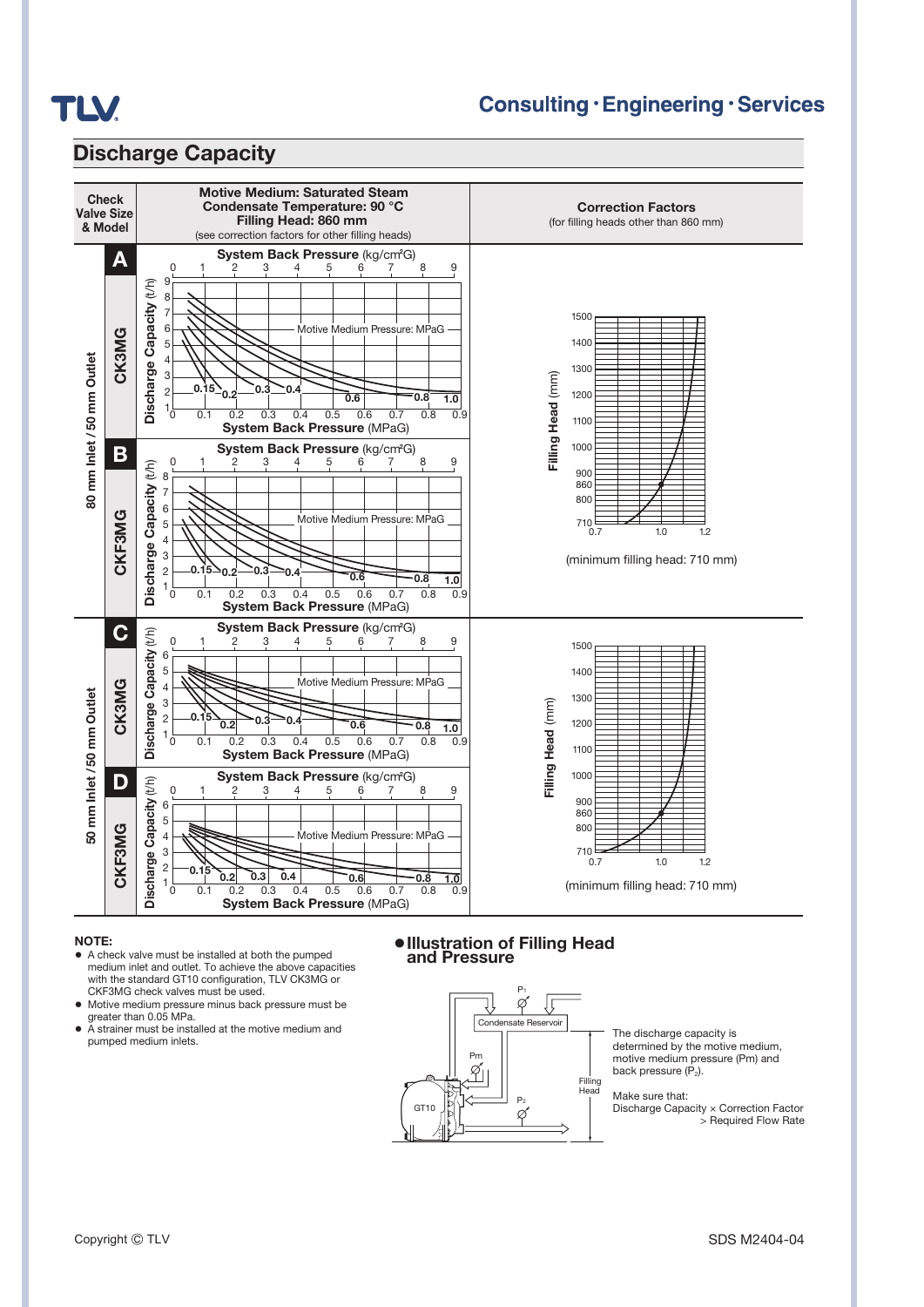## Discharge Capacity

| Check Valve Size & Model | | Motive Medium: Saturated Steam<br>Condensate Temperature: 90 °C<br>Filling Head: 860 mm<br>(see correction factors for other filling heads) | Correction Factors<br>(for filling heads other than 860 mm) |
|---|---|---|---|
| 80 mm Inlet / 50 mm Outlet | A CK3MG | System Back Pressure (kg/cm²G) / System Back Pressure (MPaG); Discharge Capacity (t/h); Motive Medium Pressure: MPaG (0.15, 0.2, 0.3, 0.4, 0.6, 0.8, 1.0) | Filling Head (mm) vs. correction factor (0.7–1.2)<br>(minimum filling head: 710 mm) |
| | B CKF3MG | System Back Pressure (kg/cm²G) / System Back Pressure (MPaG); Discharge Capacity (t/h); Motive Medium Pressure: MPaG (0.15, 0.2, 0.3, 0.4, 0.6, 0.8, 1.0) | |
| 50 mm Inlet / 50 mm Outlet | C CK3MG | System Back Pressure (kg/cm²G) / System Back Pressure (MPaG); Discharge Capacity (t/h); Motive Medium Pressure: MPaG (0.15, 0.2, 0.3, 0.4, 0.6, 0.8, 1.0) | Filling Head (mm) vs. correction factor (0.7–1.2)<br>(minimum filling head: 710 mm) |
| | D CKF3MG | System Back Pressure (kg/cm²G) / System Back Pressure (MPaG); Discharge Capacity (t/h); Motive Medium Pressure: MPaG (0.15, 0.2, 0.3, 0.4, 0.6, 0.8, 1.0) | |

**NOTE:**

- A check valve must be installed at both the pumped medium inlet and outlet. To achieve the above capacities with the standard GT10 configuration, TLV CK3MG or CKF3MG check valves must be used.
- Motive medium pressure minus back pressure must be greater than 0.05 MPa.
- A strainer must be installed at the motive medium and pumped medium inlets.

### ● Illustration of Filling Head and Pressure

The discharge capacity is determined by the motive medium, motive medium pressure (Pm) and back pressure ($P_2$).

Make sure that:
Discharge Capacity × Correction Factor > Required Flow Rate

Copyright © TLV

SDS M2404-04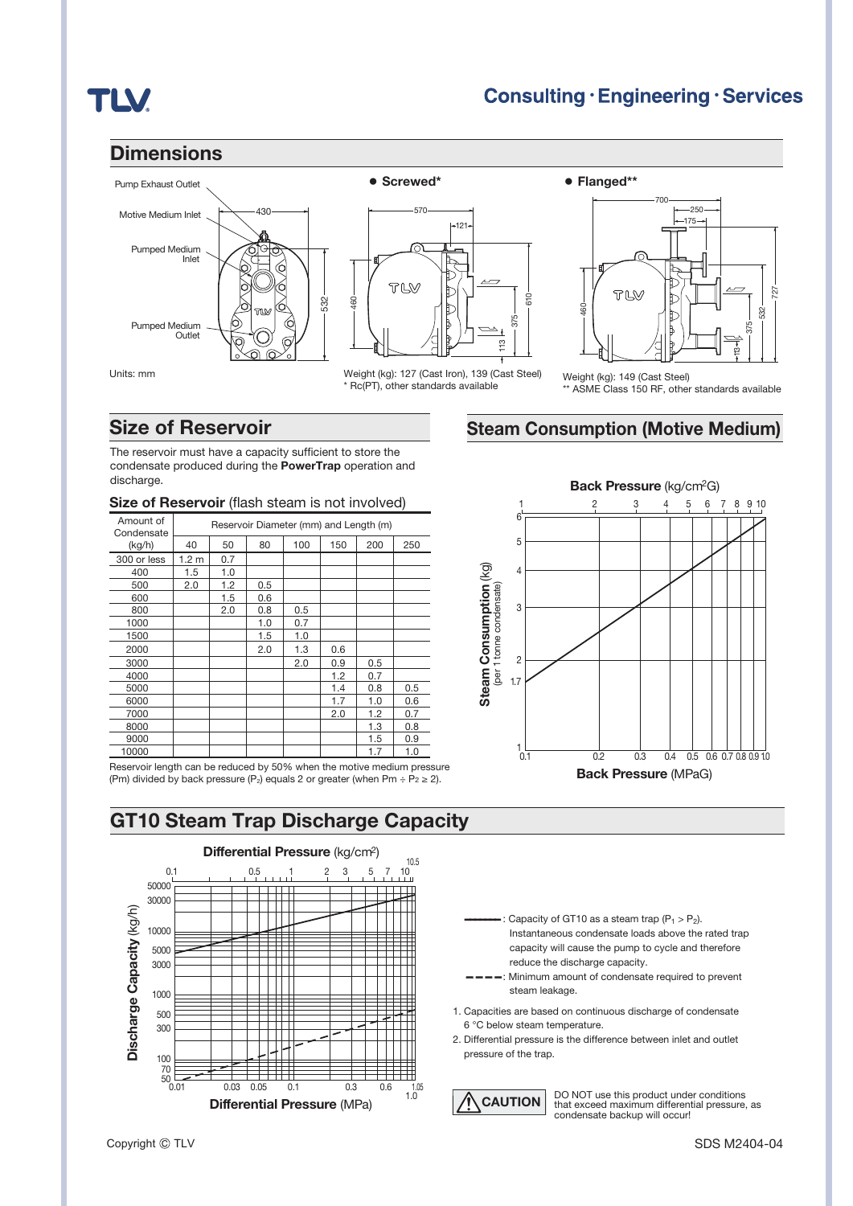## Dimensions

Pump Exhaust Outlet

Motive Medium Inlet

Pumped Medium Inlet

Pumped Medium Outlet

Units: mm

- **Screwed***

Weight (kg): 127 (Cast Iron), 139 (Cast Steel)
\* Rc(PT), other standards available

- **Flanged****

Weight (kg): 149 (Cast Steel)
\*\* ASME Class 150 RF, other standards available

## Size of Reservoir

The reservoir must have a capacity sufficient to store the condensate produced during the **PowerTrap** operation and discharge.

**Size of Reservoir** (flash steam is not involved)

| Amount of Condensate (kg/h) | Reservoir Diameter (mm) and Length (m) | | | | | | |
|---|---|---|---|---|---|---|---|
| | 40 | 50 | 80 | 100 | 150 | 200 | 250 |
| 300 or less | 1.2 m | 0.7 | | | | | |
| 400 | 1.5 | 1.0 | | | | | |
| 500 | 2.0 | 1.2 | 0.5 | | | | |
| 600 | | 1.5 | 0.6 | | | | |
| 800 | | 2.0 | 0.8 | 0.5 | | | |
| 1000 | | | 1.0 | 0.7 | | | |
| 1500 | | | 1.5 | 1.0 | | | |
| 2000 | | | 2.0 | 1.3 | 0.6 | | |
| 3000 | | | | 2.0 | 0.9 | 0.5 | |
| 4000 | | | | | 1.2 | 0.7 | |
| 5000 | | | | | 1.4 | 0.8 | 0.5 |
| 6000 | | | | | 1.7 | 1.0 | 0.6 |
| 7000 | | | | | 2.0 | 1.2 | 0.7 |
| 8000 | | | | | | 1.3 | 0.8 |
| 9000 | | | | | | 1.5 | 0.9 |
| 10000 | | | | | | 1.7 | 1.0 |

Reservoir length can be reduced by 50% when the motive medium pressure (Pm) divided by back pressure ($P_2$) equals 2 or greater (when $Pm \div P_2 \geq 2$).

## Steam Consumption (Motive Medium)

**Back Pressure** (kg/cm²G)

**Steam Consumption** (kg) (per 1 tonne condensate)

**Back Pressure** (MPaG)

## GT10 Steam Trap Discharge Capacity

**Differential Pressure** (kg/cm²)

**Discharge Capacity** (kg/h)

**Differential Pressure** (MPa)

——— : Capacity of GT10 as a steam trap ($P_1 > P_2$). Instantaneous condensate loads above the rated trap capacity will cause the pump to cycle and therefore reduce the discharge capacity.

– – – – : Minimum amount of condensate required to prevent steam leakage.

1. Capacities are based on continuous discharge of condensate 6 °C below steam temperature.
2. Differential pressure is the difference between inlet and outlet pressure of the trap.

**CAUTION** DO NOT use this product under conditions that exceed maximum differential pressure, as condensate backup will occur!

Copyright © TLV

SDS M2404-04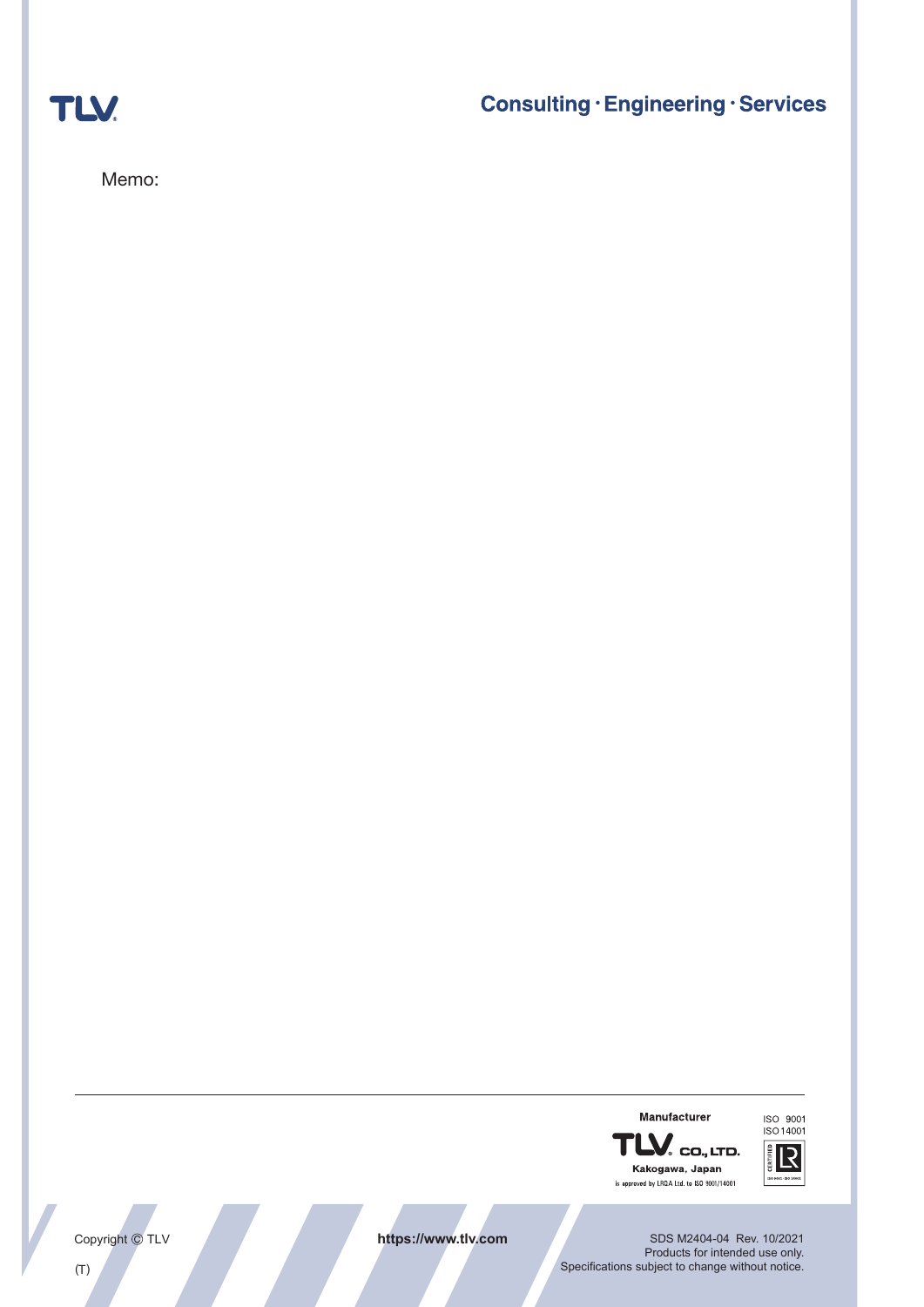Consulting · Engineering · Services

Memo:

Manufacturer

TLV CO., LTD.

Kakogawa, Japan

is approved by LRQA Ltd. to ISO 9001/14001

ISO 9001
ISO 14001

Copyright © TLV

(T)

https://www.tlv.com

SDS M2404-04 Rev. 10/2021
Products for intended use only.
Specifications subject to change without notice.